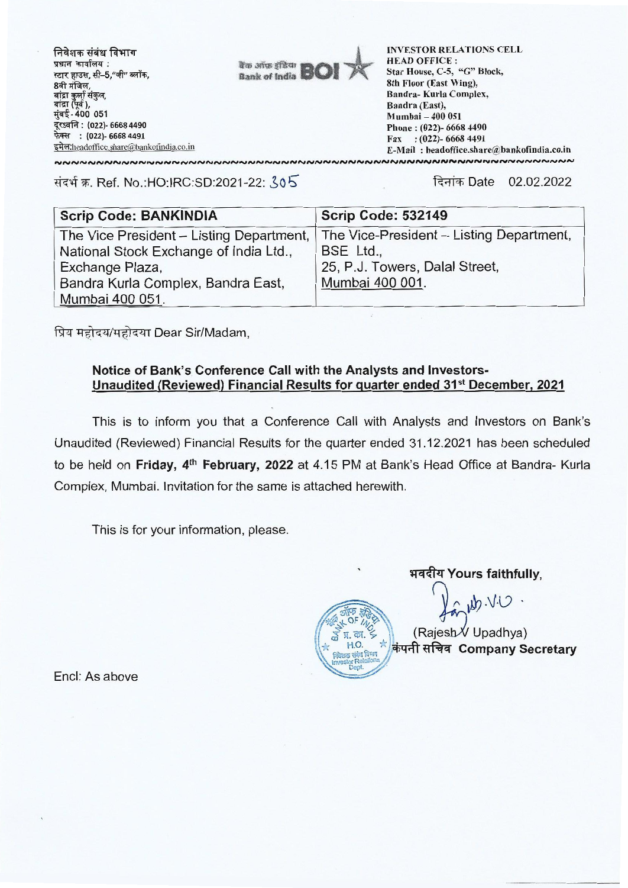निवेशक संबंध विभाग
प्रधान कार्यालय :
स्टार हाउस, सी–5,"जी" ब्लॉक,
8वी मंजिल,
बांद्रा कुर्ला संकुल,
बांद्रा (पूर्व),
मुंबई - 400 051
दूरध्वनि : (022)- 6668 4490
फेक्स : (022)- 6668 4491
इमेल:headoffice.share@bankofindia.co.in

बैंक ऑफ इंडिया Bank of India BOI

INVESTOR RELATIONS CELL
HEAD OFFICE :
Star House, C-5, "G" Block,
8th Floor (East Wing),
Bandra- Kurla Complex,
Bandra (East),
Mumbai – 400 051
Phone : (022)- 6668 4490
Fax : (022)- 6668 4491
E-Mail : headoffice.share@bankofindia.co.in

संदर्भ क्र. Ref. No.:HO:IRC:SD:2021-22: 305

दिनांक Date 02.02.2022

| Scrip Code: BANKINDIA | Scrip Code: 532149 |
|---|---|
| The Vice President – Listing Department, National Stock Exchange of India Ltd., Exchange Plaza, Bandra Kurla Complex, Bandra East, Mumbai 400 051. | The Vice-President – Listing Department, BSE Ltd., 25, P.J. Towers, Dalal Street, Mumbai 400 001. |

प्रिय महोदय/महोदया Dear Sir/Madam,

**Notice of Bank's Conference Call with the Analysts and Investors- Unaudited (Reviewed) Financial Results for quarter ended 31st December, 2021**

This is to inform you that a Conference Call with Analysts and Investors on Bank's Unaudited (Reviewed) Financial Results for the quarter ended 31.12.2021 has been scheduled to be held on **Friday, 4th February, 2022** at 4.15 PM at Bank's Head Office at Bandra- Kurla Complex, Mumbai. Invitation for the same is attached herewith.

This is for your information, please.

भवदीय Yours faithfully,

(Rajesh V Upadhya)
कंपनी सचिव **Company Secretary**

Encl: As above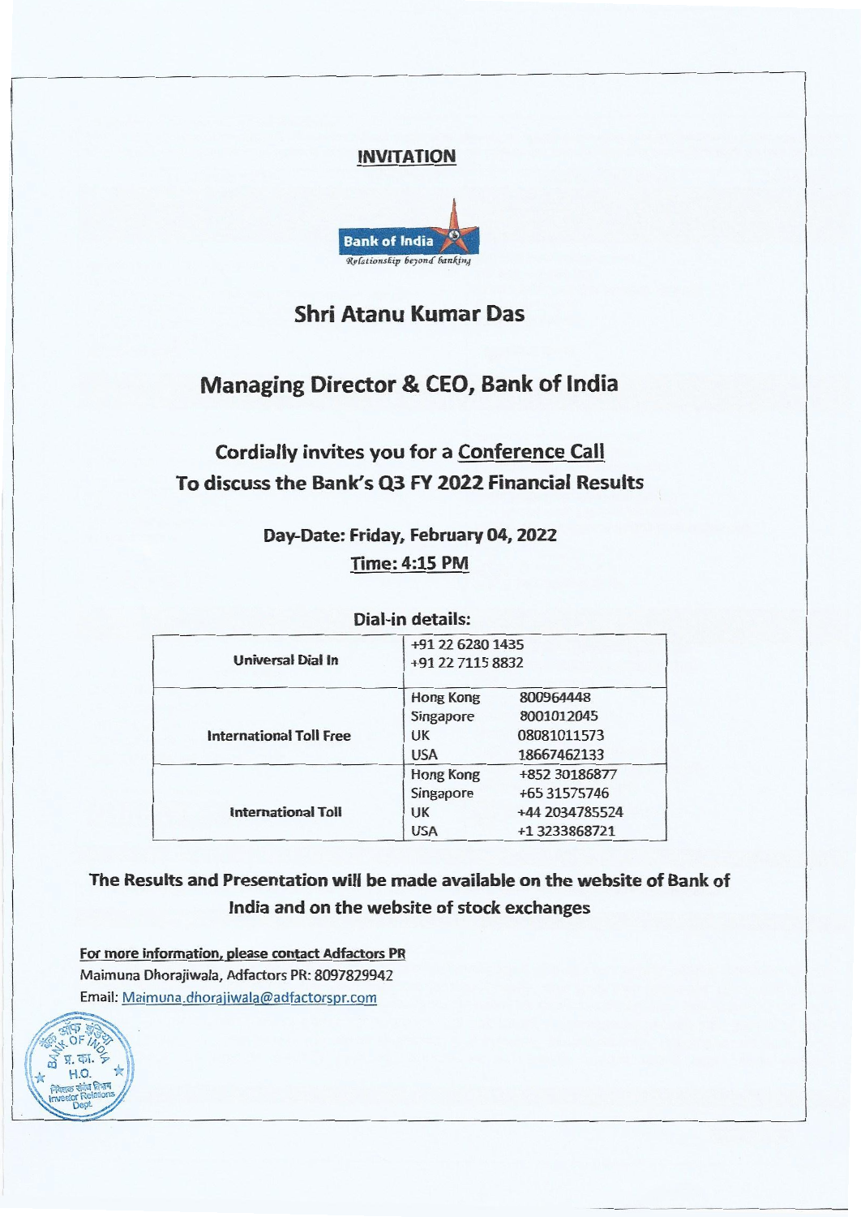## INVITATION

Bank of India
*Relationship beyond banking*

## Shri Atanu Kumar Das

## Managing Director & CEO, Bank of India

### Cordially invites you for a Conference Call To discuss the Bank's Q3 FY 2022 Financial Results

**Day-Date: Friday, February 04, 2022**

**Time: 4:15 PM**

**Dial-in details:**

| | | |
|---|---|---|
| **Universal Dial In** | +91 22 6280 1435<br>+91 22 7115 8832 | |
| **International Toll Free** | Hong Kong | 800964448 |
| | Singapore | 8001012045 |
| | UK | 08081011573 |
| | USA | 18667462133 |
| **International Toll** | Hong Kong | +852 30186877 |
| | Singapore | +65 31575746 |
| | UK | +44 2034785524 |
| | USA | +1 3233868721 |

**The Results and Presentation will be made available on the website of Bank of India and on the website of stock exchanges**

**For more information, please contact Adfactors PR**

Maimuna Dhorajiwala, Adfactors PR: 8097829942

Email: Maimuna.dhorajiwala@adfactorspr.com